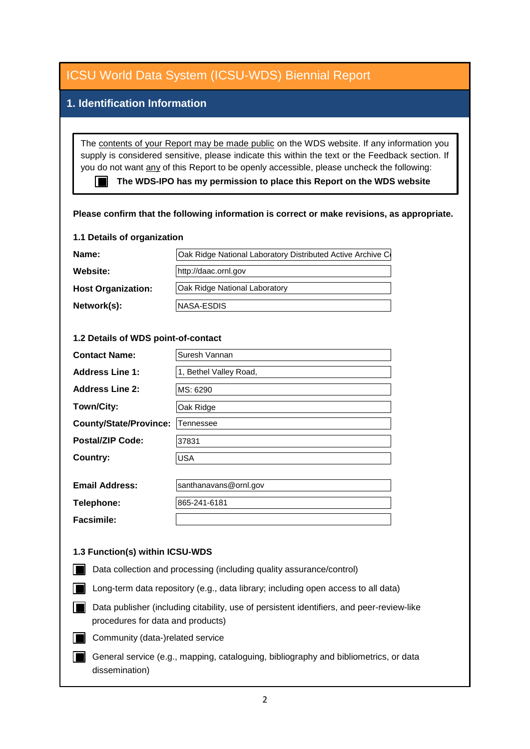# ICSU World Data System (ICSU-WDS) Biennial Report

## 1. Identification Information

The contents of your Report may be made public on the WDS website. If any information you supply is considered sensitive, please indicate this within the text or the Feedback section. If you do not want any of this Report to be openly accessible, please uncheck the following:

- [x] **The WDS-IPO has my permission to place this Report on the WDS website**

**Please confirm that the following information is correct or make revisions, as appropriate.**

### 1.1 Details of organization

| | |
|---|---|
| **Name:** | Oak Ridge National Laboratory Distributed Active Archive C |
| **Website:** | http://daac.ornl.gov |
| **Host Organization:** | Oak Ridge National Laboratory |
| **Network(s):** | NASA-ESDIS |

### 1.2 Details of WDS point-of-contact

| | |
|---|---|
| **Contact Name:** | Suresh Vannan |
| **Address Line 1:** | 1, Bethel Valley Road, |
| **Address Line 2:** | MS: 6290 |
| **Town/City:** | Oak Ridge |
| **County/State/Province:** | Tennessee |
| **Postal/ZIP Code:** | 37831 |
| **Country:** | USA |
| **Email Address:** | santhanavans@ornl.gov |
| **Telephone:** | 865-241-6181 |
| **Facsimile:** | |

### 1.3 Function(s) within ICSU-WDS

- [x] Data collection and processing (including quality assurance/control)
- [x] Long-term data repository (e.g., data library; including open access to all data)
- [x] Data publisher (including citability, use of persistent identifiers, and peer-review-like procedures for data and products)
- [x] Community (data-)related service
- [x] General service (e.g., mapping, cataloguing, bibliography and bibliometrics, or data dissemination)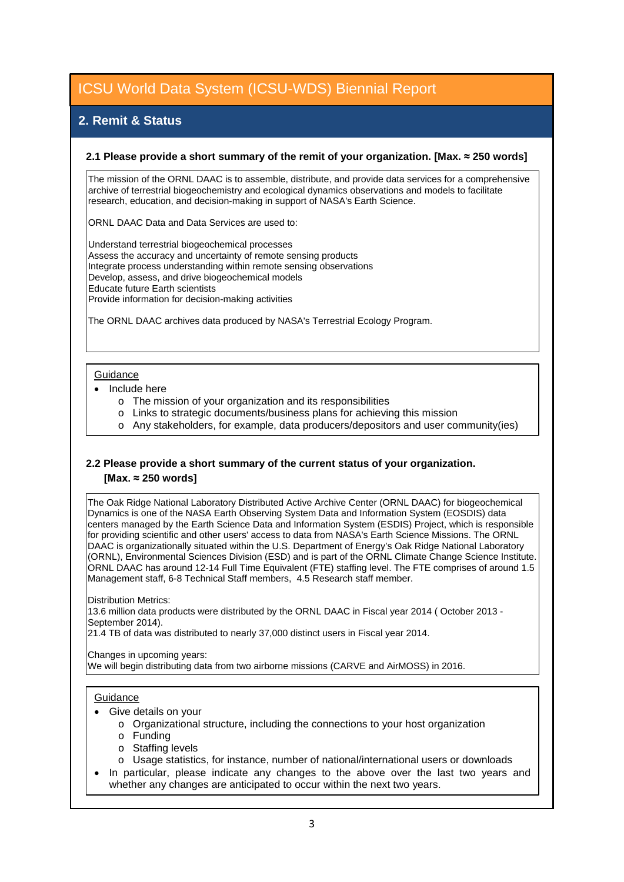# ICSU World Data System (ICSU-WDS) Biennial Report

## 2. Remit & Status

**2.1 Please provide a short summary of the remit of your organization. [Max. ≈ 250 words]**

The mission of the ORNL DAAC is to assemble, distribute, and provide data services for a comprehensive archive of terrestrial biogeochemistry and ecological dynamics observations and models to facilitate research, education, and decision-making in support of NASA's Earth Science.

ORNL DAAC Data and Data Services are used to:

Understand terrestrial biogeochemical processes
Assess the accuracy and uncertainty of remote sensing products
Integrate process understanding within remote sensing observations
Develop, assess, and drive biogeochemical models
Educate future Earth scientists
Provide information for decision-making activities

The ORNL DAAC archives data produced by NASA's Terrestrial Ecology Program.

Guidance

- Include here
  - The mission of your organization and its responsibilities
  - Links to strategic documents/business plans for achieving this mission
  - Any stakeholders, for example, data producers/depositors and user community(ies)

**2.2 Please provide a short summary of the current status of your organization. [Max. ≈ 250 words]**

The Oak Ridge National Laboratory Distributed Active Archive Center (ORNL DAAC) for biogeochemical Dynamics is one of the NASA Earth Observing System Data and Information System (EOSDIS) data centers managed by the Earth Science Data and Information System (ESDIS) Project, which is responsible for providing scientific and other users' access to data from NASA's Earth Science Missions. The ORNL DAAC is organizationally situated within the U.S. Department of Energy's Oak Ridge National Laboratory (ORNL), Environmental Sciences Division (ESD) and is part of the ORNL Climate Change Science Institute. ORNL DAAC has around 12-14 Full Time Equivalent (FTE) staffing level. The FTE comprises of around 1.5 Management staff, 6-8 Technical Staff members, 4.5 Research staff member.

Distribution Metrics:
13.6 million data products were distributed by the ORNL DAAC in Fiscal year 2014 ( October 2013 - September 2014).
21.4 TB of data was distributed to nearly 37,000 distinct users in Fiscal year 2014.

Changes in upcoming years:
We will begin distributing data from two airborne missions (CARVE and AirMOSS) in 2016.

Guidance

- Give details on your
  - Organizational structure, including the connections to your host organization
  - Funding
  - Staffing levels
  - Usage statistics, for instance, number of national/international users or downloads
- In particular, please indicate any changes to the above over the last two years and whether any changes are anticipated to occur within the next two years.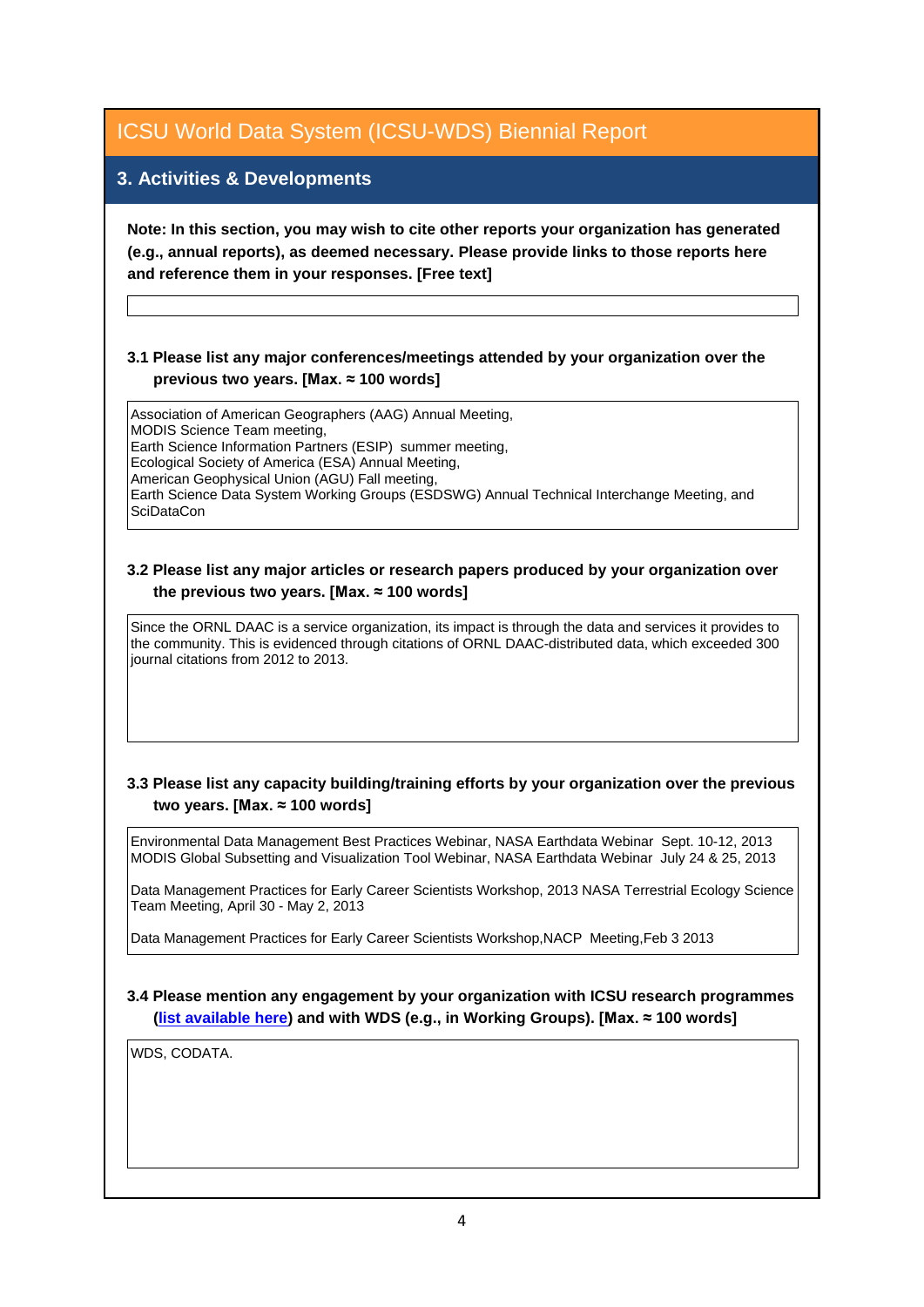# ICSU World Data System (ICSU-WDS) Biennial Report

## 3. Activities & Developments

**Note: In this section, you may wish to cite other reports your organization has generated (e.g., annual reports), as deemed necessary. Please provide links to those reports here and reference them in your responses. [Free text]**

**3.1 Please list any major conferences/meetings attended by your organization over the previous two years. [Max. ≈ 100 words]**

Association of American Geographers (AAG) Annual Meeting,
MODIS Science Team meeting,
Earth Science Information Partners (ESIP) summer meeting,
Ecological Society of America (ESA) Annual Meeting,
American Geophysical Union (AGU) Fall meeting,
Earth Science Data System Working Groups (ESDSWG) Annual Technical Interchange Meeting, and
SciDataCon

**3.2 Please list any major articles or research papers produced by your organization over the previous two years. [Max. ≈ 100 words]**

Since the ORNL DAAC is a service organization, its impact is through the data and services it provides to the community. This is evidenced through citations of ORNL DAAC-distributed data, which exceeded 300 journal citations from 2012 to 2013.

**3.3 Please list any capacity building/training efforts by your organization over the previous two years. [Max. ≈ 100 words]**

Environmental Data Management Best Practices Webinar, NASA Earthdata Webinar Sept. 10-12, 2013
MODIS Global Subsetting and Visualization Tool Webinar, NASA Earthdata Webinar July 24 & 25, 2013

Data Management Practices for Early Career Scientists Workshop, 2013 NASA Terrestrial Ecology Science Team Meeting, April 30 - May 2, 2013

Data Management Practices for Early Career Scientists Workshop,NACP Meeting,Feb 3 2013

**3.4 Please mention any engagement by your organization with ICSU research programmes (list available here) and with WDS (e.g., in Working Groups). [Max. ≈ 100 words]**

WDS, CODATA.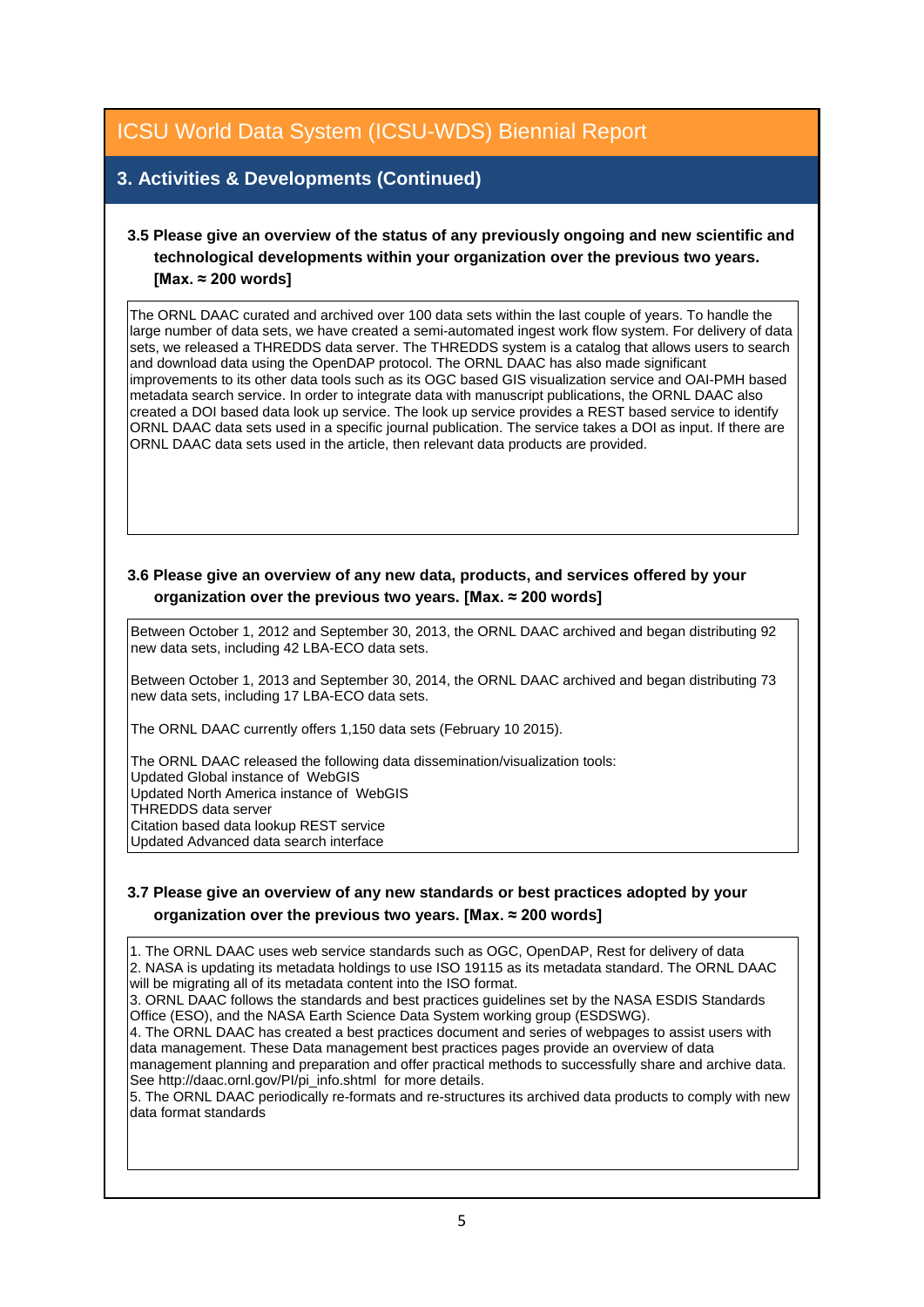# ICSU World Data System (ICSU-WDS) Biennial Report

## 3. Activities & Developments (Continued)

### 3.5 Please give an overview of the status of any previously ongoing and new scientific and technological developments within your organization over the previous two years. [Max. ≈ 200 words]

The ORNL DAAC curated and archived over 100 data sets within the last couple of years. To handle the large number of data sets, we have created a semi-automated ingest work flow system. For delivery of data sets, we released a THREDDS data server. The THREDDS system is a catalog that allows users to search and download data using the OpenDAP protocol. The ORNL DAAC has also made significant improvements to its other data tools such as its OGC based GIS visualization service and OAI-PMH based metadata search service. In order to integrate data with manuscript publications, the ORNL DAAC also created a DOI based data look up service. The look up service provides a REST based service to identify ORNL DAAC data sets used in a specific journal publication. The service takes a DOI as input. If there are ORNL DAAC data sets used in the article, then relevant data products are provided.

### 3.6 Please give an overview of any new data, products, and services offered by your organization over the previous two years. [Max. ≈ 200 words]

Between October 1, 2012 and September 30, 2013, the ORNL DAAC archived and began distributing 92 new data sets, including 42 LBA-ECO data sets.

Between October 1, 2013 and September 30, 2014, the ORNL DAAC archived and began distributing 73 new data sets, including 17 LBA-ECO data sets.

The ORNL DAAC currently offers 1,150 data sets (February 10 2015).

The ORNL DAAC released the following data dissemination/visualization tools:
Updated Global instance of WebGIS
Updated North America instance of WebGIS
THREDDS data server
Citation based data lookup REST service
Updated Advanced data search interface

### 3.7 Please give an overview of any new standards or best practices adopted by your organization over the previous two years. [Max. ≈ 200 words]

1. The ORNL DAAC uses web service standards such as OGC, OpenDAP, Rest for delivery of data
2. NASA is updating its metadata holdings to use ISO 19115 as its metadata standard. The ORNL DAAC will be migrating all of its metadata content into the ISO format.
3. ORNL DAAC follows the standards and best practices guidelines set by the NASA ESDIS Standards Office (ESO), and the NASA Earth Science Data System working group (ESDSWG).
4. The ORNL DAAC has created a best practices document and series of webpages to assist users with data management. These Data management best practices pages provide an overview of data management planning and preparation and offer practical methods to successfully share and archive data. See http://daac.ornl.gov/PI/pi_info.shtml for more details.
5. The ORNL DAAC periodically re-formats and re-structures its archived data products to comply with new data format standards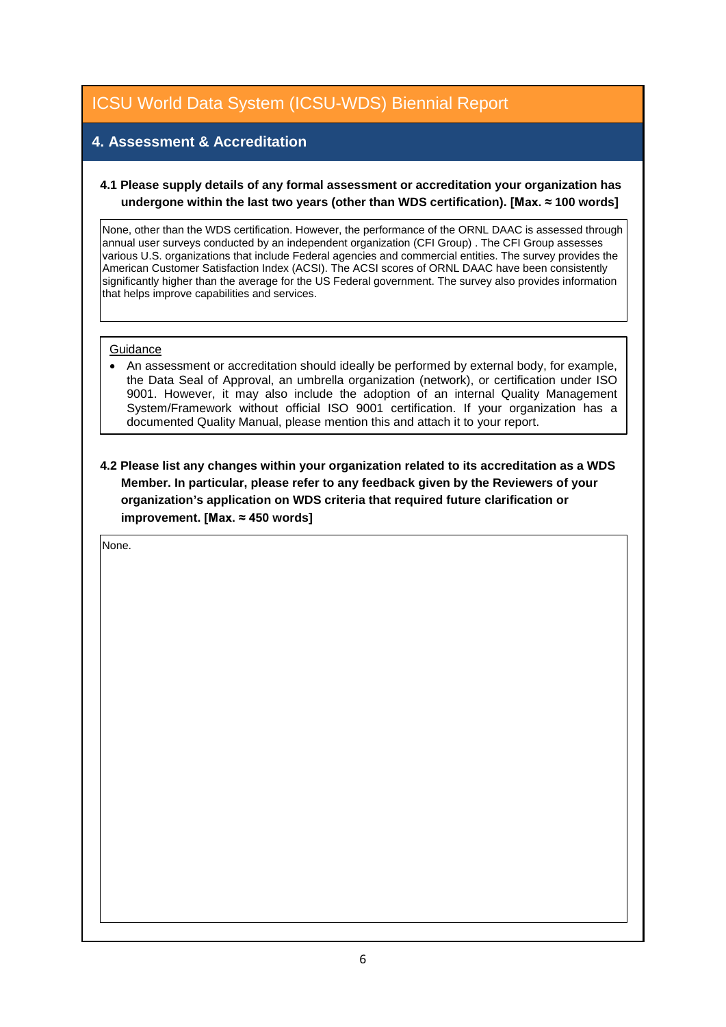# ICSU World Data System (ICSU-WDS) Biennial Report

## 4. Assessment & Accreditation

**4.1 Please supply details of any formal assessment or accreditation your organization has undergone within the last two years (other than WDS certification). [Max. ≈ 100 words]**

None, other than the WDS certification. However, the performance of the ORNL DAAC is assessed through annual user surveys conducted by an independent organization (CFI Group) . The CFI Group assesses various U.S. organizations that include Federal agencies and commercial entities. The survey provides the American Customer Satisfaction Index (ACSI). The ACSI scores of ORNL DAAC have been consistently significantly higher than the average for the US Federal government. The survey also provides information that helps improve capabilities and services.

Guidance

- An assessment or accreditation should ideally be performed by external body, for example, the Data Seal of Approval, an umbrella organization (network), or certification under ISO 9001. However, it may also include the adoption of an internal Quality Management System/Framework without official ISO 9001 certification. If your organization has a documented Quality Manual, please mention this and attach it to your report.

**4.2 Please list any changes within your organization related to its accreditation as a WDS Member. In particular, please refer to any feedback given by the Reviewers of your organization's application on WDS criteria that required future clarification or improvement. [Max. ≈ 450 words]**

None.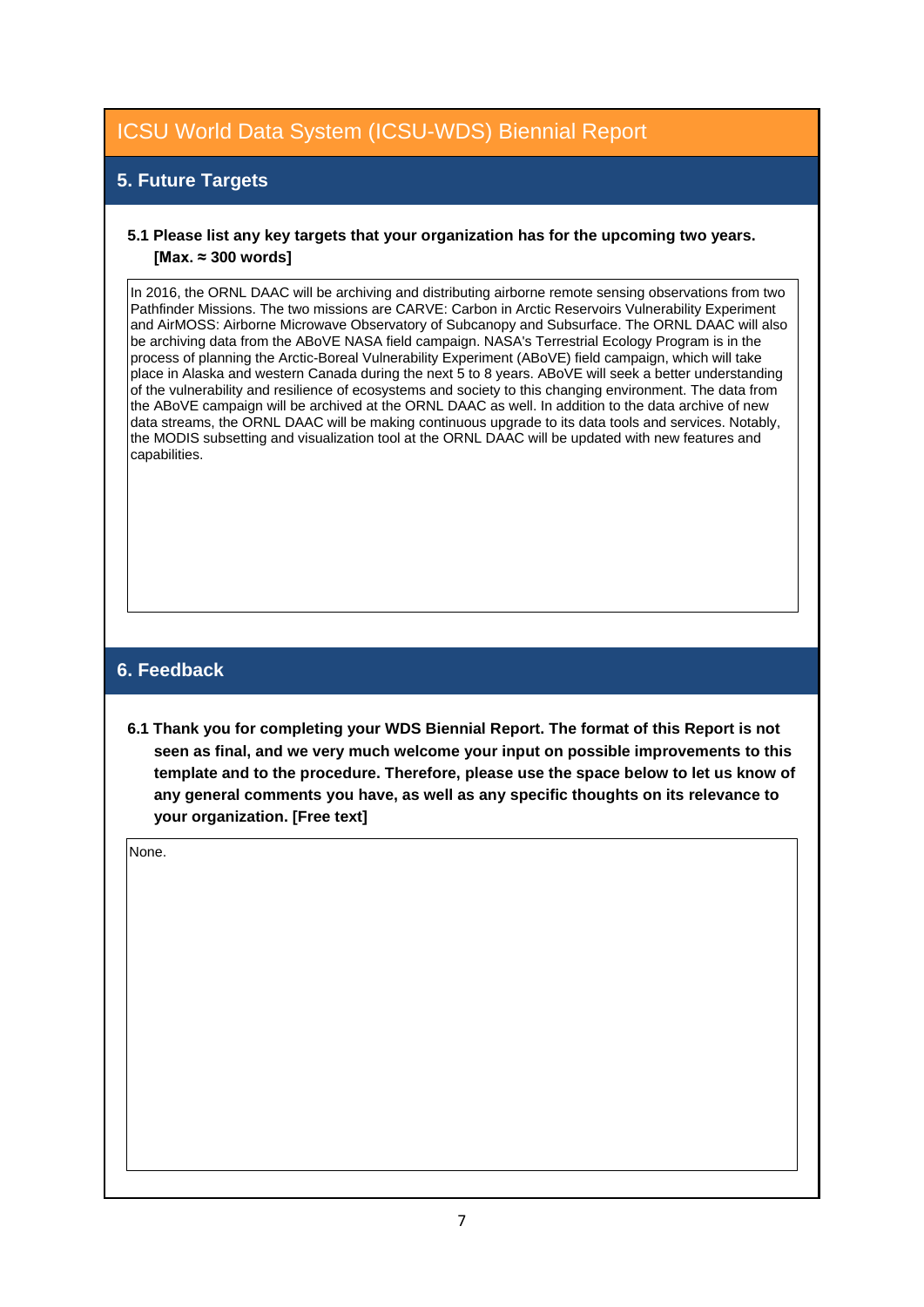# ICSU World Data System (ICSU-WDS) Biennial Report

## 5. Future Targets

**5.1 Please list any key targets that your organization has for the upcoming two years. [Max. ≈ 300 words]**

In 2016, the ORNL DAAC will be archiving and distributing airborne remote sensing observations from two Pathfinder Missions. The two missions are CARVE: Carbon in Arctic Reservoirs Vulnerability Experiment and AirMOSS: Airborne Microwave Observatory of Subcanopy and Subsurface. The ORNL DAAC will also be archiving data from the ABoVE NASA field campaign. NASA's Terrestrial Ecology Program is in the process of planning the Arctic-Boreal Vulnerability Experiment (ABoVE) field campaign, which will take place in Alaska and western Canada during the next 5 to 8 years. ABoVE will seek a better understanding of the vulnerability and resilience of ecosystems and society to this changing environment. The data from the ABoVE campaign will be archived at the ORNL DAAC as well. In addition to the data archive of new data streams, the ORNL DAAC will be making continuous upgrade to its data tools and services. Notably, the MODIS subsetting and visualization tool at the ORNL DAAC will be updated with new features and capabilities.

## 6. Feedback

**6.1 Thank you for completing your WDS Biennial Report. The format of this Report is not seen as final, and we very much welcome your input on possible improvements to this template and to the procedure. Therefore, please use the space below to let us know of any general comments you have, as well as any specific thoughts on its relevance to your organization. [Free text]**

None.